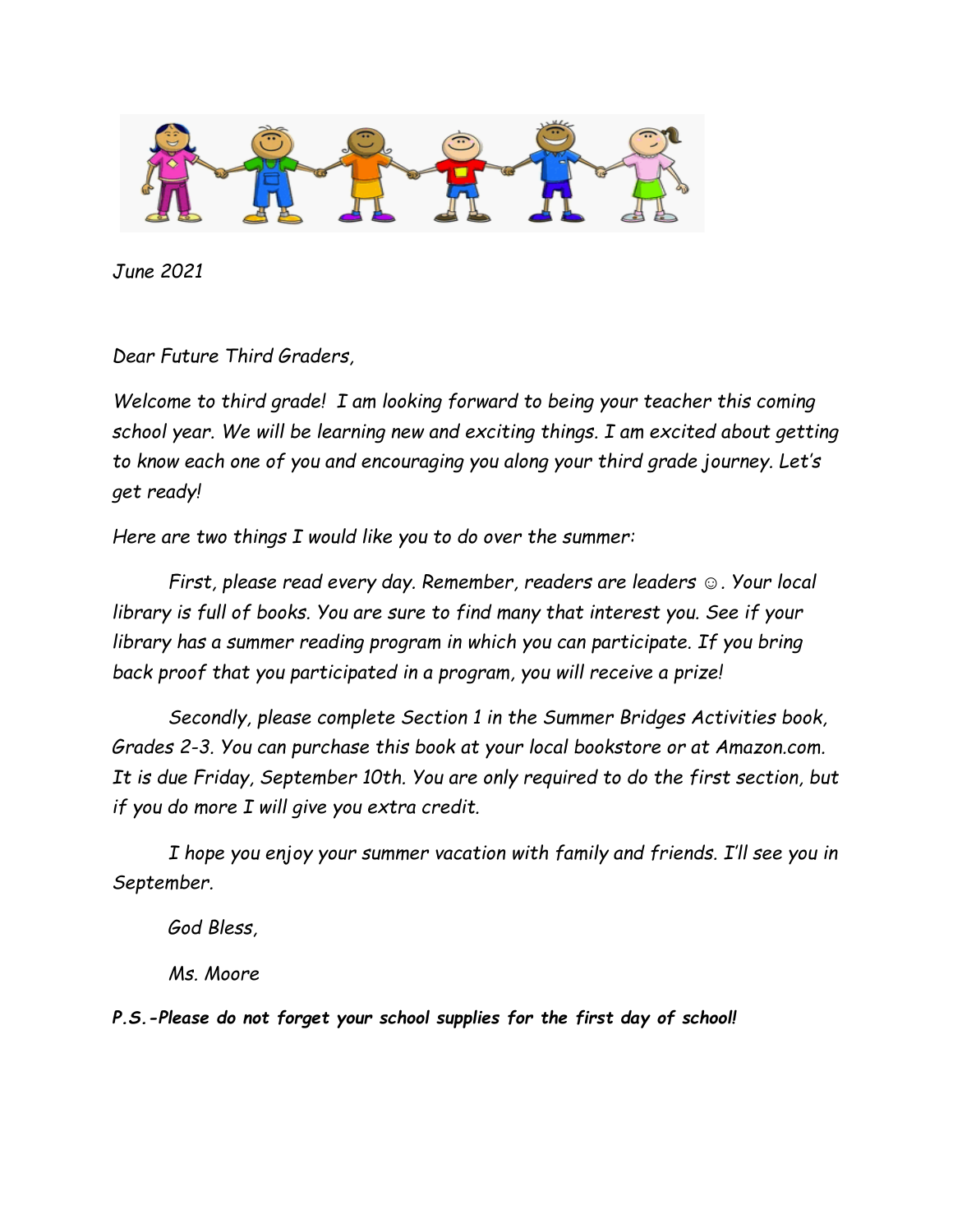*June 2021*

*Dear Future Third Graders,*

*Welcome to third grade! I am looking forward to being your teacher this coming school year. We will be learning new and exciting things. I am excited about getting to know each one of you and encouraging you along your third grade journey. Let's get ready!*

*Here are two things I would like you to do over the summer:*

*First, please read every day. Remember, readers are leaders ☺. Your local library is full of books. You are sure to find many that interest you. See if your library has a summer reading program in which you can participate. If you bring back proof that you participated in a program, you will receive a prize!*

*Secondly, please complete Section 1 in the Summer Bridges Activities book, Grades 2-3. You can purchase this book at your local bookstore or at Amazon.com. It is due Friday, September 10th. You are only required to do the first section, but if you do more I will give you extra credit.*

*I hope you enjoy your summer vacation with family and friends. I'll see you in September.*

*God Bless,*

*Ms. Moore*

***P.S.-Please do not forget your school supplies for the first day of school!***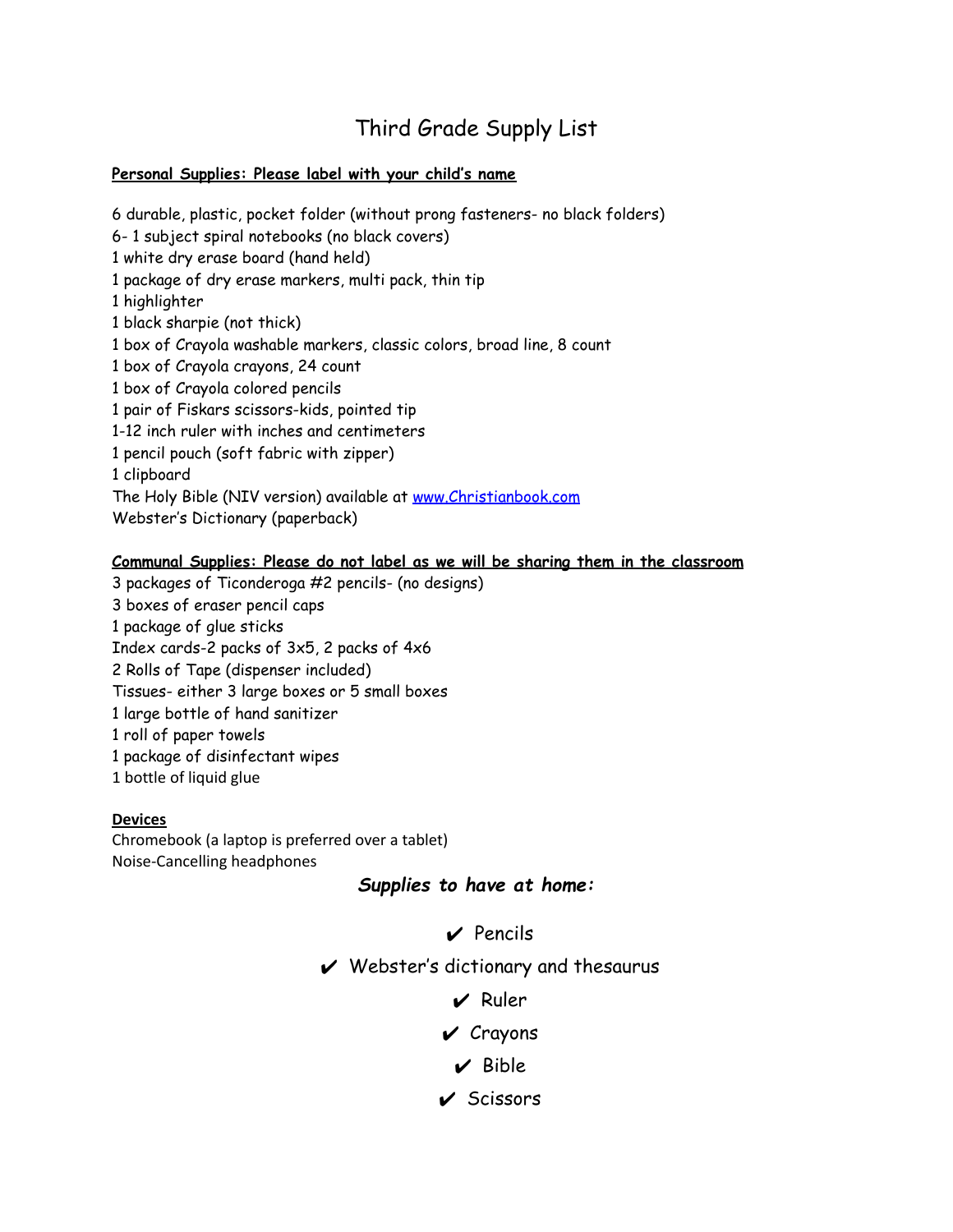# Third Grade Supply List

**Personal Supplies: Please label with your child's name**

6 durable, plastic, pocket folder (without prong fasteners- no black folders)
6- 1 subject spiral notebooks (no black covers)
1 white dry erase board (hand held)
1 package of dry erase markers, multi pack, thin tip
1 highlighter
1 black sharpie (not thick)
1 box of Crayola washable markers, classic colors, broad line, 8 count
1 box of Crayola crayons, 24 count
1 box of Crayola colored pencils
1 pair of Fiskars scissors-kids, pointed tip
1-12 inch ruler with inches and centimeters
1 pencil pouch (soft fabric with zipper)
1 clipboard
The Holy Bible (NIV version) available at [www.Christianbook.com](http://www.Christianbook.com)
Webster's Dictionary (paperback)

**Communal Supplies: Please do not label as we will be sharing them in the classroom**

3 packages of Ticonderoga #2 pencils- (no designs)
3 boxes of eraser pencil caps
1 package of glue sticks
Index cards-2 packs of 3x5, 2 packs of 4x6
2 Rolls of Tape (dispenser included)
Tissues- either 3 large boxes or 5 small boxes
1 large bottle of hand sanitizer
1 roll of paper towels
1 package of disinfectant wipes
1 bottle of liquid glue

**Devices**

Chromebook (a laptop is preferred over a tablet)
Noise-Cancelling headphones

***Supplies to have at home:***

- ✔ Pencils
- ✔ Webster's dictionary and thesaurus
- ✔ Ruler
- ✔ Crayons
- ✔ Bible
- ✔ Scissors